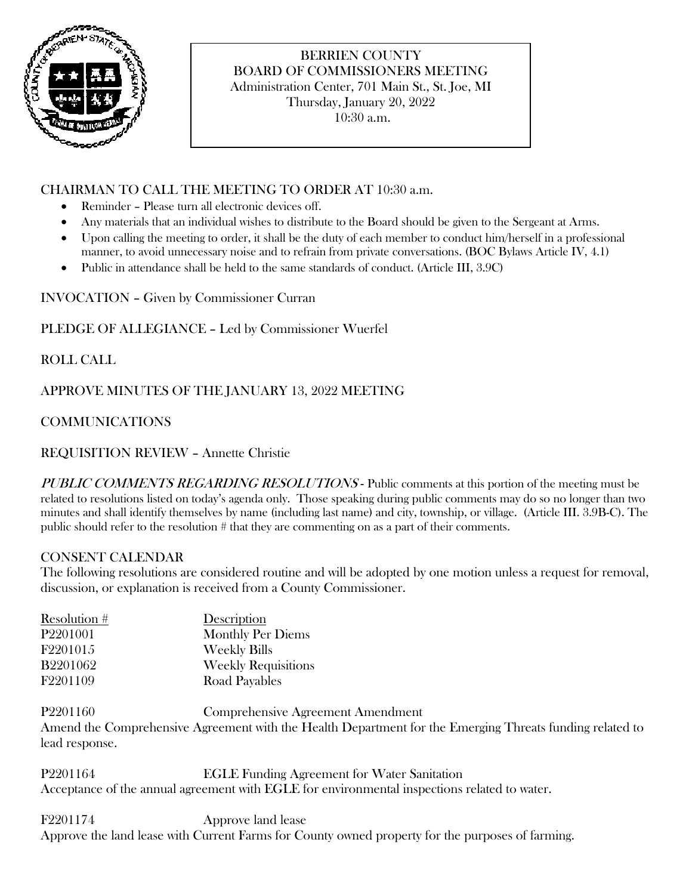# BERRIEN COUNTY
## BOARD OF COMMISSIONERS MEETING
Administration Center, 701 Main St., St. Joe, MI
Thursday, January 20, 2022
10:30 a.m.

CHAIRMAN TO CALL THE MEETING TO ORDER AT 10:30 a.m.

- Reminder – Please turn all electronic devices off.
- Any materials that an individual wishes to distribute to the Board should be given to the Sergeant at Arms.
- Upon calling the meeting to order, it shall be the duty of each member to conduct him/herself in a professional manner, to avoid unnecessary noise and to refrain from private conversations. (BOC Bylaws Article IV, 4.1)
- Public in attendance shall be held to the same standards of conduct. (Article III, 3.9C)

INVOCATION – Given by Commissioner Curran

PLEDGE OF ALLEGIANCE – Led by Commissioner Wuerfel

ROLL CALL

APPROVE MINUTES OF THE JANUARY 13, 2022 MEETING

COMMUNICATIONS

REQUISITION REVIEW – Annette Christie

*PUBLIC COMMENTS REGARDING RESOLUTIONS* - Public comments at this portion of the meeting must be related to resolutions listed on today's agenda only. Those speaking during public comments may do so no longer than two minutes and shall identify themselves by name (including last name) and city, township, or village. (Article III. 3.9B-C). The public should refer to the resolution # that they are commenting on as a part of their comments.

CONSENT CALENDAR

The following resolutions are considered routine and will be adopted by one motion unless a request for removal, discussion, or explanation is received from a County Commissioner.

| Resolution # | Description |
|---|---|
| P2201001 | Monthly Per Diems |
| F2201015 | Weekly Bills |
| B2201062 | Weekly Requisitions |
| F2201109 | Road Payables |

P2201160 Comprehensive Agreement Amendment
Amend the Comprehensive Agreement with the Health Department for the Emerging Threats funding related to lead response.

P2201164 EGLE Funding Agreement for Water Sanitation
Acceptance of the annual agreement with EGLE for environmental inspections related to water.

F2201174 Approve land lease
Approve the land lease with Current Farms for County owned property for the purposes of farming.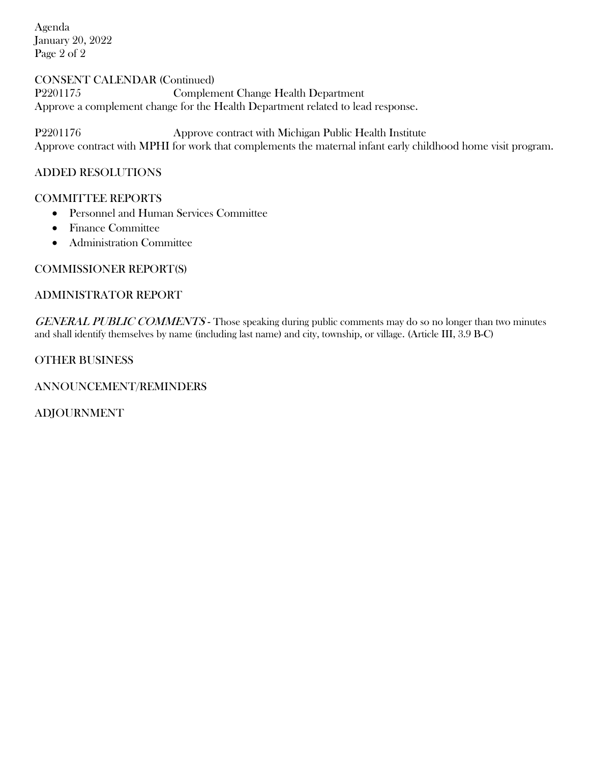## CONSENT CALENDAR (Continued)

P2201175 Complement Change Health Department

Approve a complement change for the Health Department related to lead response.

P2201176 Approve contract with Michigan Public Health Institute

Approve contract with MPHI for work that complements the maternal infant early childhood home visit program.

## ADDED RESOLUTIONS

## COMMITTEE REPORTS

- Personnel and Human Services Committee
- Finance Committee
- Administration Committee

## COMMISSIONER REPORT(S)

## ADMINISTRATOR REPORT

*GENERAL PUBLIC COMMENTS* - Those speaking during public comments may do so no longer than two minutes and shall identify themselves by name (including last name) and city, township, or village. (Article III, 3.9 B-C)

## OTHER BUSINESS

## ANNOUNCEMENT/REMINDERS

## ADJOURNMENT